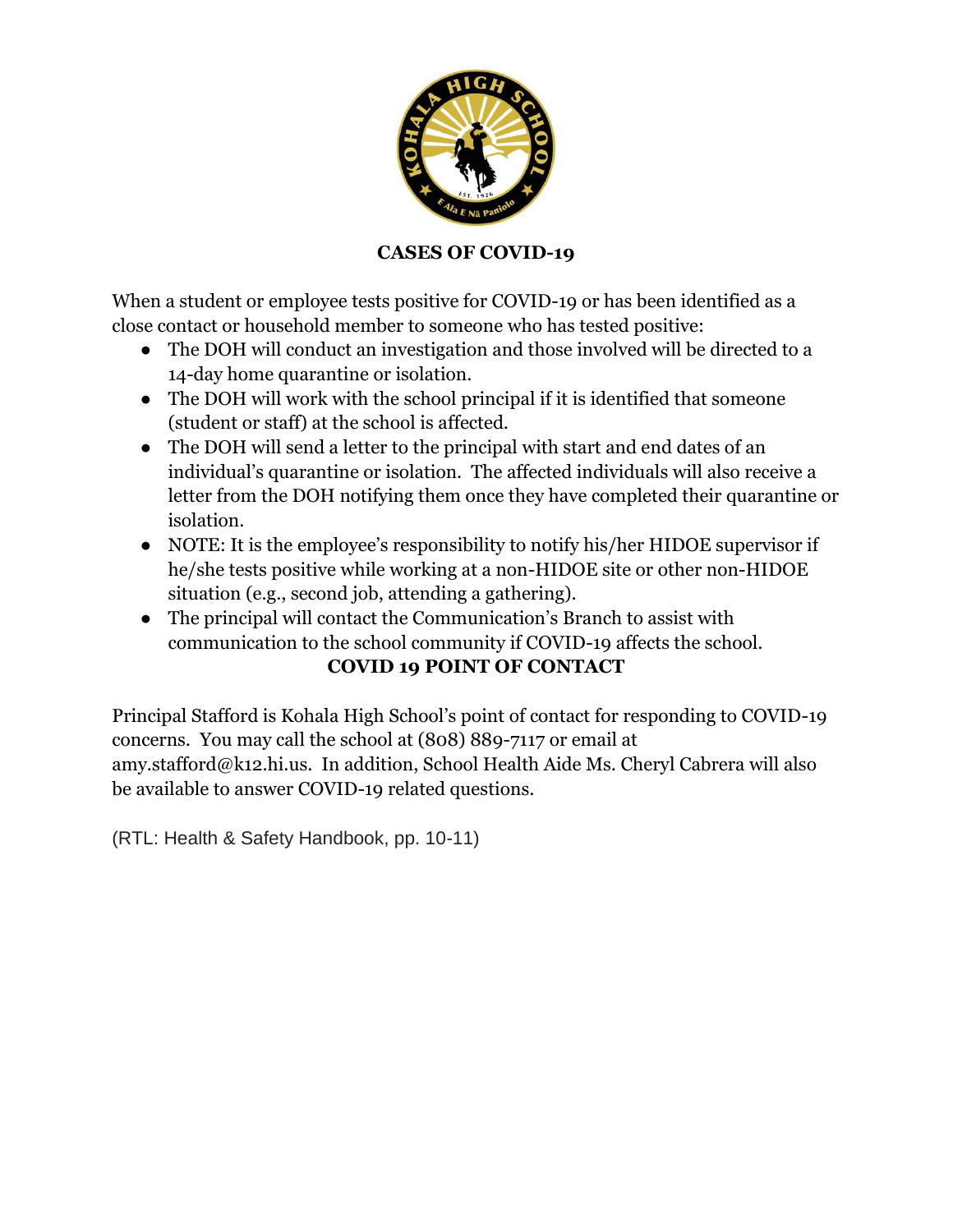## CASES OF COVID-19

When a student or employee tests positive for COVID-19 or has been identified as a close contact or household member to someone who has tested positive:

- The DOH will conduct an investigation and those involved will be directed to a 14-day home quarantine or isolation.
- The DOH will work with the school principal if it is identified that someone (student or staff) at the school is affected.
- The DOH will send a letter to the principal with start and end dates of an individual's quarantine or isolation. The affected individuals will also receive a letter from the DOH notifying them once they have completed their quarantine or isolation.
- NOTE: It is the employee's responsibility to notify his/her HIDOE supervisor if he/she tests positive while working at a non-HIDOE site or other non-HIDOE situation (e.g., second job, attending a gathering).
- The principal will contact the Communication's Branch to assist with communication to the school community if COVID-19 affects the school.

## COVID 19 POINT OF CONTACT

Principal Stafford is Kohala High School's point of contact for responding to COVID-19 concerns. You may call the school at (808) 889-7117 or email at amy.stafford@k12.hi.us. In addition, School Health Aide Ms. Cheryl Cabrera will also be available to answer COVID-19 related questions.

(RTL: Health & Safety Handbook, pp. 10-11)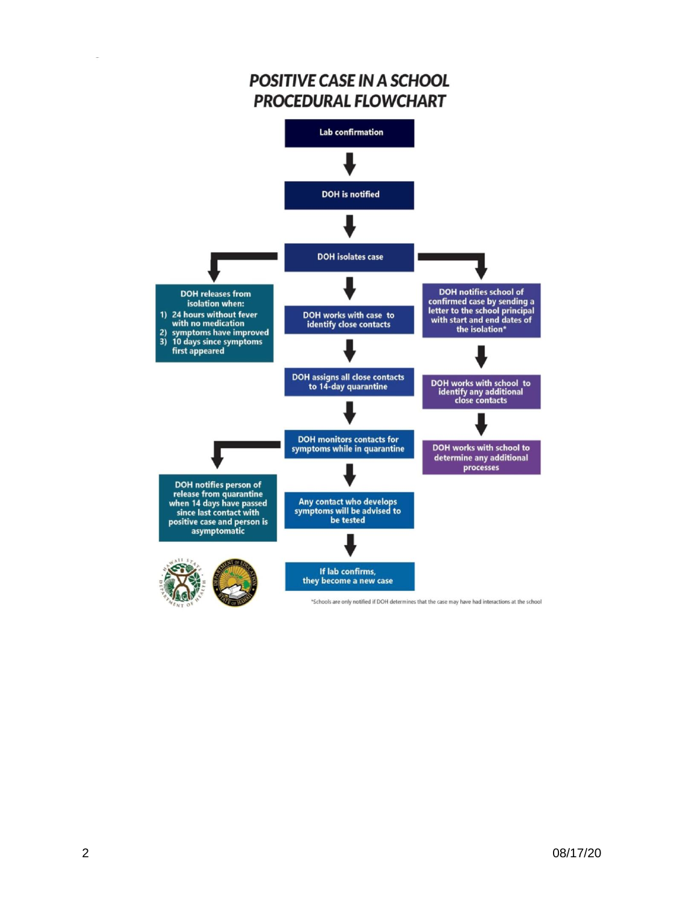# POSITIVE CASE IN A SCHOOL PROCEDURAL FLOWCHART

Lab confirmation

DOH is notified

DOH isolates case

DOH releases from isolation when:
1) 24 hours without fever with no medication
2) symptoms have improved
3) 10 days since symptoms first appeared

DOH works with case to identify close contacts

DOH notifies school of confirmed case by sending a letter to the school principal with start and end dates of the isolation*

DOH assigns all close contacts to 14-day quarantine

DOH works with school to identify any additional close contacts

DOH monitors contacts for symptoms while in quarantine

DOH works with school to determine any additional processes

DOH notifies person of release from quarantine when 14 days have passed since last contact with positive case and person is asymptomatic

Any contact who develops symptoms will be advised to be tested

If lab confirms, they become a new case

*Schools are only notified if DOH determines that the case may have had interactions at the school